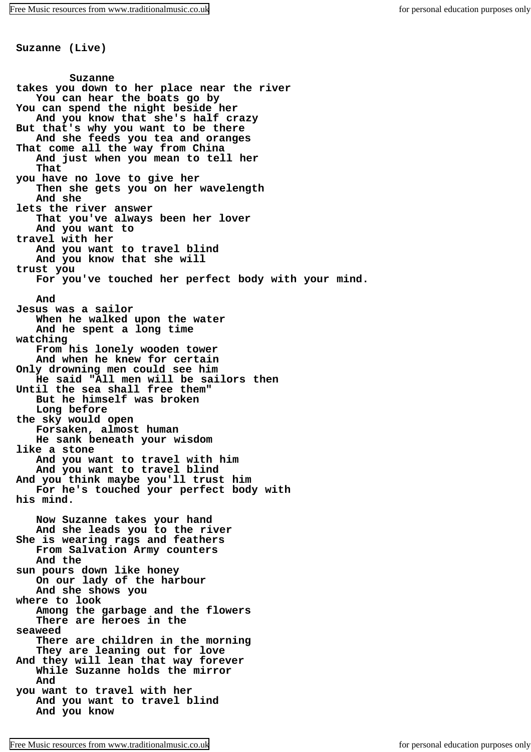**Suzanne (Live)**

```
        Suzanne
takes you down to her place near the river
   You can hear the boats go by
You can spend the night beside her
   And you know that she's half crazy
But that's why you want to be there
   And she feeds you tea and oranges
That come all the way from China
   And just when you mean to tell her
   That
you have no love to give her
   Then she gets you on her wavelength
   And she
lets the river answer
   That you've always been her lover
   And you want to
travel with her
   And you want to travel blind
   And you know that she will
trust you
   For you've touched her perfect body with your mind.

   And
Jesus was a sailor
   When he walked upon the water
   And he spent a long time
watching
   From his lonely wooden tower
   And when he knew for certain
Only drowning men could see him
   He said "All men will be sailors then
Until the sea shall free them"
   But he himself was broken
   Long before
the sky would open
   Forsaken, almost human
   He sank beneath your wisdom
like a stone
   And you want to travel with him
   And you want to travel blind
And you think maybe you'll trust him
   For he's touched your perfect body with
his mind.

   Now Suzanne takes your hand
   And she leads you to the river
She is wearing rags and feathers
   From Salvation Army counters
   And the
sun pours down like honey
   On our lady of the harbour
   And she shows you
where to look
   Among the garbage and the flowers
   There are heroes in the
seaweed
   There are children in the morning
   They are leaning out for love
And they will lean that way forever
   While Suzanne holds the mirror
   And
you want to travel with her
   And you want to travel blind
   And you know
```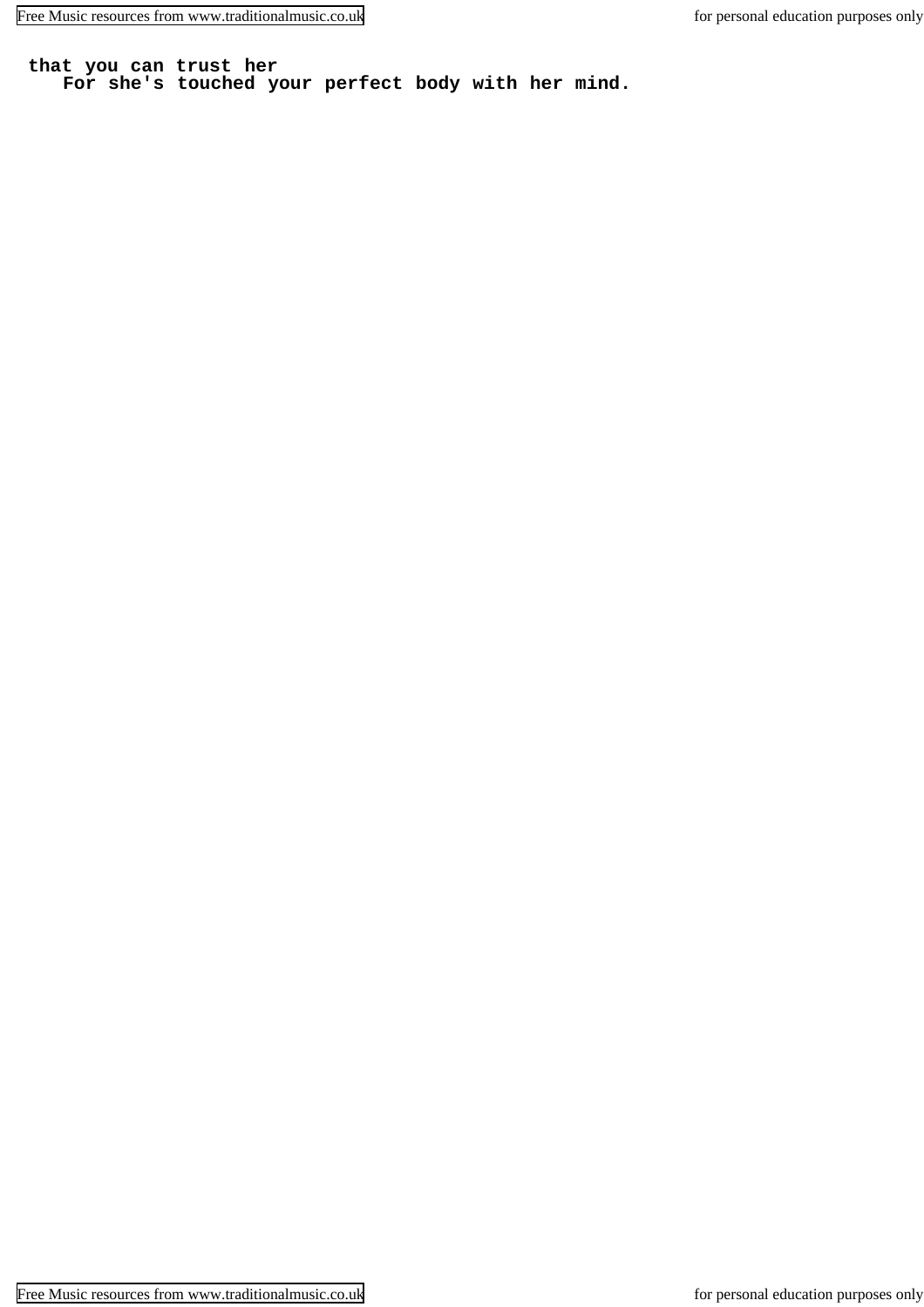**that you can trust her**
**For she's touched your perfect body with her mind.**